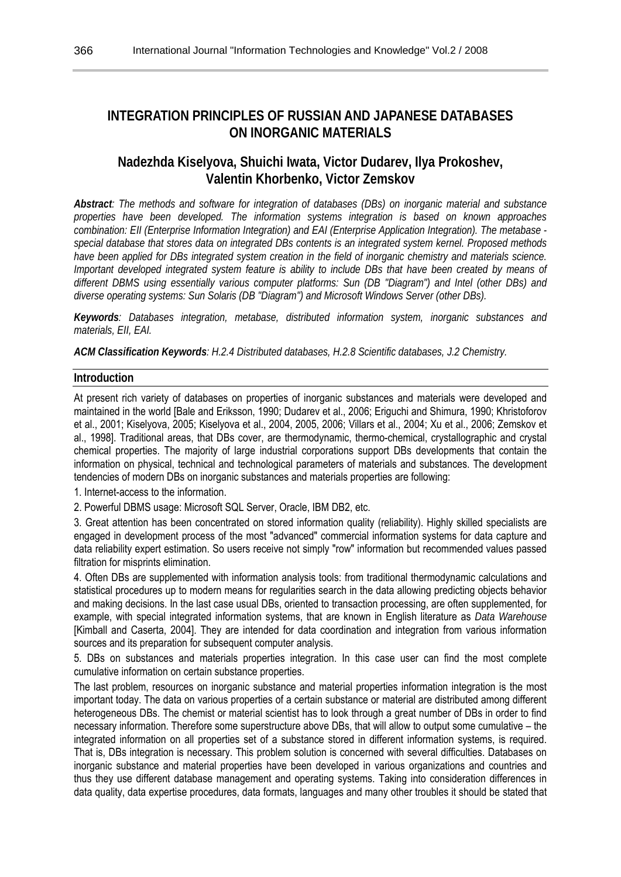# INTEGRATION PRINCIPLES OF RUSSIAN AND JAPANESE DATABASES ON INORGANIC MATERIALS

## Nadezhda Kiselyova, Shuichi Iwata, Victor Dudarev, Ilya Prokoshev, Valentin Khorbenko, Victor Zemskov

***Abstract**: The methods and software for integration of databases (DBs) on inorganic material and substance properties have been developed. The information systems integration is based on known approaches combination: EII (Enterprise Information Integration) and EAI (Enterprise Application Integration). The metabase - special database that stores data on integrated DBs contents is an integrated system kernel. Proposed methods have been applied for DBs integrated system creation in the field of inorganic chemistry and materials science. Important developed integrated system feature is ability to include DBs that have been created by means of different DBMS using essentially various computer platforms: Sun (DB "Diagram") and Intel (other DBs) and diverse operating systems: Sun Solaris (DB "Diagram") and Microsoft Windows Server (other DBs).*

***Keywords**: Databases integration, metabase, distributed information system, inorganic substances and materials, EII, EAI.*

***ACM Classification Keywords**: H.2.4 Distributed databases, H.2.8 Scientific databases, J.2 Chemistry.*

## Introduction

At present rich variety of databases on properties of inorganic substances and materials were developed and maintained in the world [Bale and Eriksson, 1990; Dudarev et al., 2006; Eriguchi and Shimura, 1990; Khristoforov et al., 2001; Kiselyova, 2005; Kiselyova et al., 2004, 2005, 2006; Villars et al., 2004; Xu et al., 2006; Zemskov et al., 1998]. Traditional areas, that DBs cover, are thermodynamic, thermo-chemical, crystallographic and crystal chemical properties. The majority of large industrial corporations support DBs developments that contain the information on physical, technical and technological parameters of materials and substances. The development tendencies of modern DBs on inorganic substances and materials properties are following:

1. Internet-access to the information.
2. Powerful DBMS usage: Microsoft SQL Server, Oracle, IBM DB2, etc.
3. Great attention has been concentrated on stored information quality (reliability). Highly skilled specialists are engaged in development process of the most "advanced" commercial information systems for data capture and data reliability expert estimation. So users receive not simply "row" information but recommended values passed filtration for misprints elimination.
4. Often DBs are supplemented with information analysis tools: from traditional thermodynamic calculations and statistical procedures up to modern means for regularities search in the data allowing predicting objects behavior and making decisions. In the last case usual DBs, oriented to transaction processing, are often supplemented, for example, with special integrated information systems, that are known in English literature as *Data Warehouse* [Kimball and Caserta, 2004]. They are intended for data coordination and integration from various information sources and its preparation for subsequent computer analysis.
5. DBs on substances and materials properties integration. In this case user can find the most complete cumulative information on certain substance properties.

The last problem, resources on inorganic substance and material properties information integration is the most important today. The data on various properties of a certain substance or material are distributed among different heterogeneous DBs. The chemist or material scientist has to look through a great number of DBs in order to find necessary information. Therefore some superstructure above DBs, that will allow to output some cumulative – the integrated information on all properties set of a substance stored in different information systems, is required. That is, DBs integration is necessary. This problem solution is concerned with several difficulties. Databases on inorganic substance and material properties have been developed in various organizations and countries and thus they use different database management and operating systems. Taking into consideration differences in data quality, data expertise procedures, data formats, languages and many other troubles it should be stated that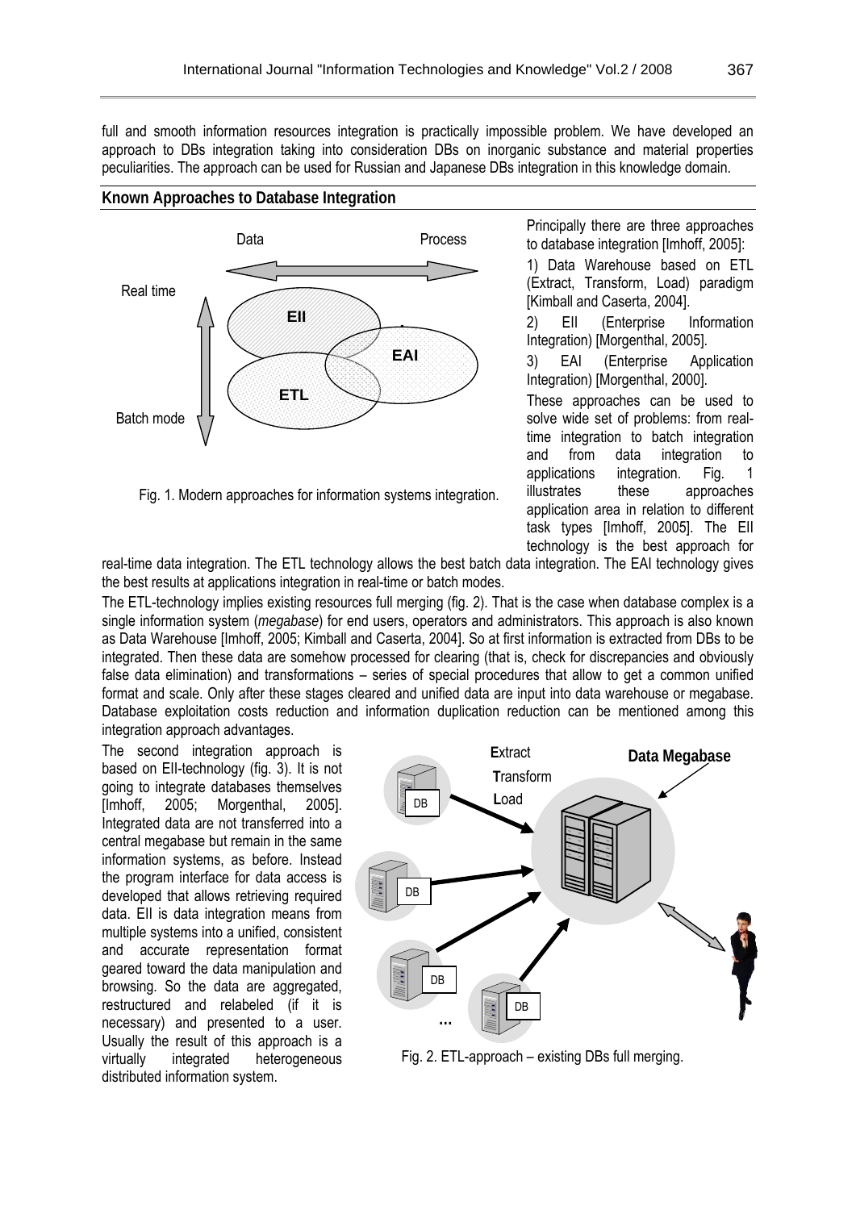full and smooth information resources integration is practically impossible problem. We have developed an approach to DBs integration taking into consideration DBs on inorganic substance and material properties peculiarities. The approach can be used for Russian and Japanese DBs integration in this knowledge domain.

## Known Approaches to Database Integration

Fig. 1. Modern approaches for information systems integration.

Principally there are three approaches to database integration [Imhoff, 2005]:

1) Data Warehouse based on ETL (Extract, Transform, Load) paradigm [Kimball and Caserta, 2004].

2) EII (Enterprise Information Integration) [Morgenthal, 2005].

3) EAI (Enterprise Application Integration) [Morgenthal, 2000].

These approaches can be used to solve wide set of problems: from real-time integration to batch integration and from data integration to applications integration. Fig. 1 illustrates these approaches application area in relation to different task types [Imhoff, 2005]. The EII technology is the best approach for real-time data integration. The ETL technology allows the best batch data integration. The EAI technology gives the best results at applications integration in real-time or batch modes.

The ETL-technology implies existing resources full merging (fig. 2). That is the case when database complex is a single information system (*megabase*) for end users, operators and administrators. This approach is also known as Data Warehouse [Imhoff, 2005; Kimball and Caserta, 2004]. So at first information is extracted from DBs to be integrated. Then these data are somehow processed for clearing (that is, check for discrepancies and obviously false data elimination) and transformations – series of special procedures that allow to get a common unified format and scale. Only after these stages cleared and unified data are input into data warehouse or megabase. Database exploitation costs reduction and information duplication reduction can be mentioned among this integration approach advantages.

The second integration approach is based on EII-technology (fig. 3). It is not going to integrate databases themselves [Imhoff, 2005; Morgenthal, 2005]. Integrated data are not transferred into a central megabase but remain in the same information systems, as before. Instead the program interface for data access is developed that allows retrieving required data. EII is data integration means from multiple systems into a unified, consistent and accurate representation format geared toward the data manipulation and browsing. So the data are aggregated, restructured and relabeled (if it is necessary) and presented to a user. Usually the result of this approach is a virtually integrated heterogeneous distributed information system.

Fig. 2. ETL-approach – existing DBs full merging.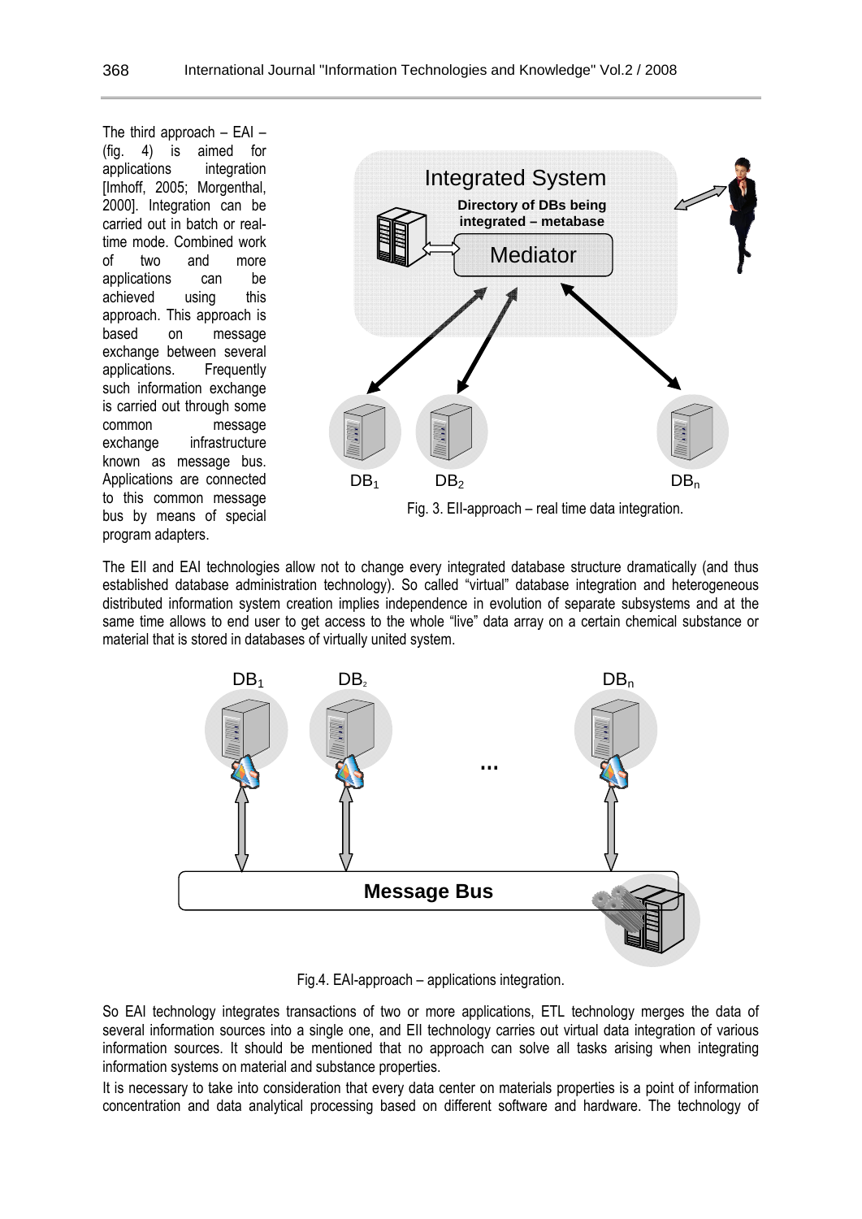The third approach – EAI – (fig. 4) is aimed for applications integration [Imhoff, 2005; Morgenthal, 2000]. Integration can be carried out in batch or real-time mode. Combined work of two and more applications can be achieved using this approach. This approach is based on message exchange between several applications. Frequently such information exchange is carried out through some common message exchange infrastructure known as message bus. Applications are connected to this common message bus by means of special program adapters.

Fig. 3. EII-approach – real time data integration.

The EII and EAI technologies allow not to change every integrated database structure dramatically (and thus established database administration technology). So called "virtual" database integration and heterogeneous distributed information system creation implies independence in evolution of separate subsystems and at the same time allows to end user to get access to the whole "live" data array on a certain chemical substance or material that is stored in databases of virtually united system.

Fig.4. EAI-approach – applications integration.

So EAI technology integrates transactions of two or more applications, ETL technology merges the data of several information sources into a single one, and EII technology carries out virtual data integration of various information sources. It should be mentioned that no approach can solve all tasks arising when integrating information systems on material and substance properties.

It is necessary to take into consideration that every data center on materials properties is a point of information concentration and data analytical processing based on different software and hardware. The technology of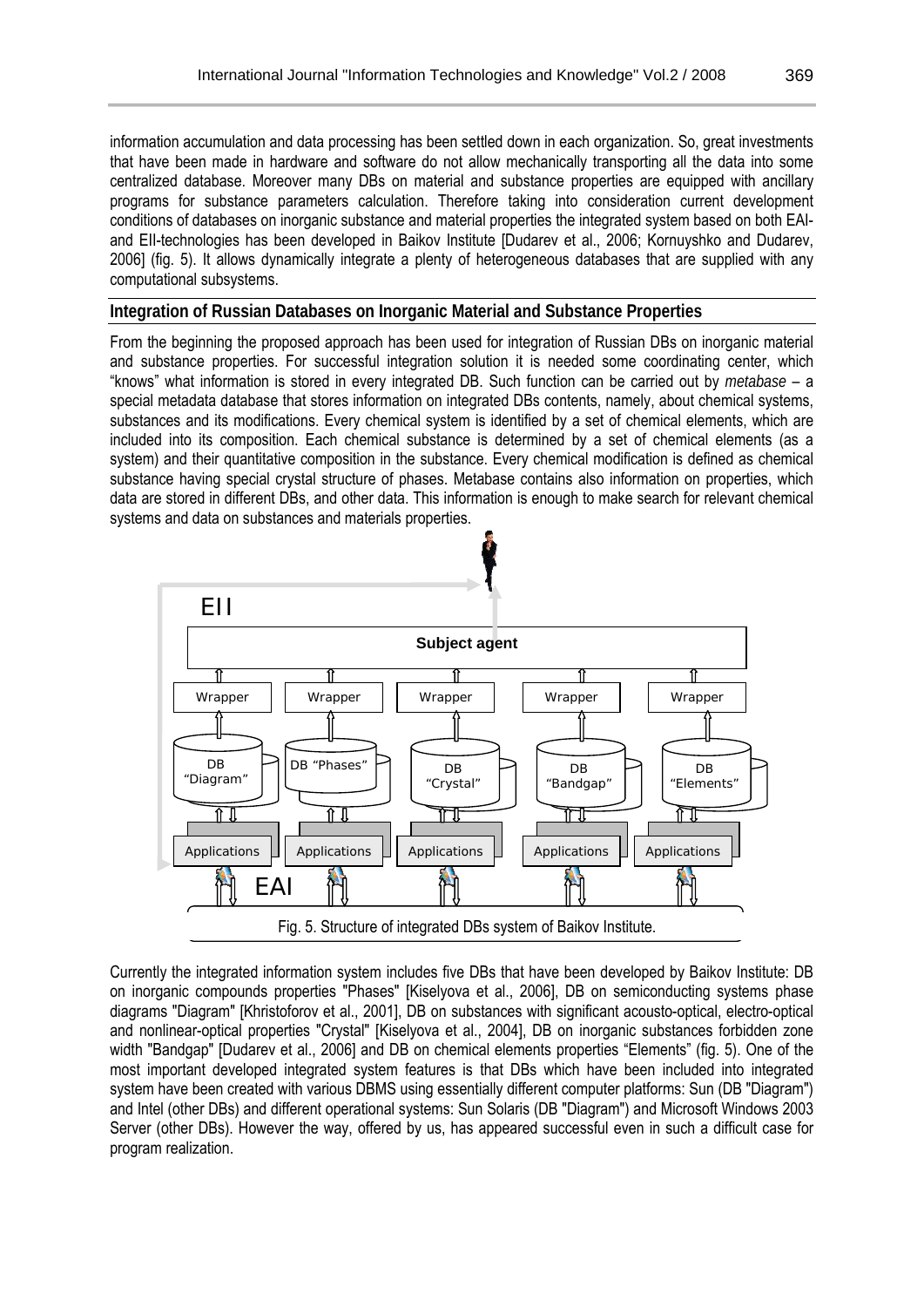information accumulation and data processing has been settled down in each organization. So, great investments that have been made in hardware and software do not allow mechanically transporting all the data into some centralized database. Moreover many DBs on material and substance properties are equipped with ancillary programs for substance parameters calculation. Therefore taking into consideration current development conditions of databases on inorganic substance and material properties the integrated system based on both EAI- and EII-technologies has been developed in Baikov Institute [Dudarev et al., 2006; Kornuyshko and Dudarev, 2006] (fig. 5). It allows dynamically integrate a plenty of heterogeneous databases that are supplied with any computational subsystems.

## Integration of Russian Databases on Inorganic Material and Substance Properties

From the beginning the proposed approach has been used for integration of Russian DBs on inorganic material and substance properties. For successful integration solution it is needed some coordinating center, which "knows" what information is stored in every integrated DB. Such function can be carried out by *metabase* – a special metadata database that stores information on integrated DBs contents, namely, about chemical systems, substances and its modifications. Every chemical system is identified by a set of chemical elements, which are included into its composition. Each chemical substance is determined by a set of chemical elements (as a system) and their quantitative composition in the substance. Every chemical modification is defined as chemical substance having special crystal structure of phases. Metabase contains also information on properties, which data are stored in different DBs, and other data. This information is enough to make search for relevant chemical systems and data on substances and materials properties.

EII

Subject agent

Wrapper | Wrapper | Wrapper | Wrapper | Wrapper

DB "Diagram" | DB "Phases" | DB "Crystal" | DB "Bandgap" | DB "Elements"

Applications | Applications | Applications | Applications | Applications

EAI

Fig. 5. Structure of integrated DBs system of Baikov Institute.

Currently the integrated information system includes five DBs that have been developed by Baikov Institute: DB on inorganic compounds properties "Phases" [Kiselyova et al., 2006], DB on semiconducting systems phase diagrams "Diagram" [Khristoforov et al., 2001], DB on substances with significant acousto-optical, electro-optical and nonlinear-optical properties "Crystal" [Kiselyova et al., 2004], DB on inorganic substances forbidden zone width "Bandgap" [Dudarev et al., 2006] and DB on chemical elements properties "Elements" (fig. 5). One of the most important developed integrated system features is that DBs which have been included into integrated system have been created with various DBMS using essentially different computer platforms: Sun (DB "Diagram") and Intel (other DBs) and different operational systems: Sun Solaris (DB "Diagram") and Microsoft Windows 2003 Server (other DBs). However the way, offered by us, has appeared successful even in such a difficult case for program realization.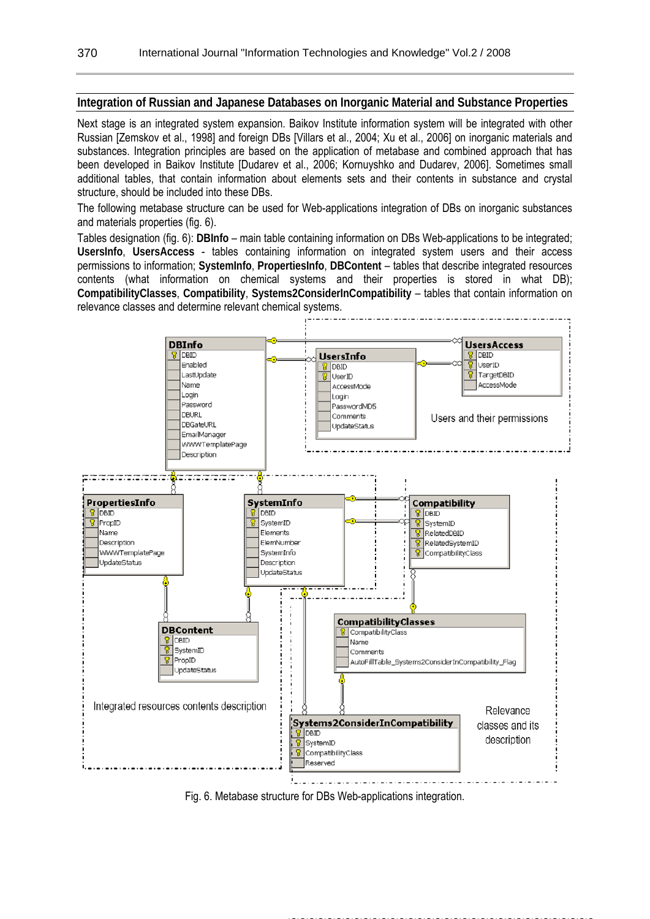## Integration of Russian and Japanese Databases on Inorganic Material and Substance Properties

Next stage is an integrated system expansion. Baikov Institute information system will be integrated with other Russian [Zemskov et al., 1998] and foreign DBs [Villars et al., 2004; Xu et al., 2006] on inorganic materials and substances. Integration principles are based on the application of metabase and combined approach that has been developed in Baikov Institute [Dudarev et al., 2006; Kornuyshko and Dudarev, 2006]. Sometimes small additional tables, that contain information about elements sets and their contents in substance and crystal structure, should be included into these DBs.

The following metabase structure can be used for Web-applications integration of DBs on inorganic substances and materials properties (fig. 6).

Tables designation (fig. 6): **DBInfo** – main table containing information on DBs Web-applications to be integrated; **UsersInfo**, **UsersAccess** - tables containing information on integrated system users and their access permissions to information; **SystemInfo**, **PropertiesInfo**, **DBContent** – tables that describe integrated resources contents (what information on chemical systems and their properties is stored in what DB); **CompatibilityClasses**, **Compatibility**, **Systems2ConsiderInCompatibility** – tables that contain information on relevance classes and determine relevant chemical systems.

Fig. 6. Metabase structure for DBs Web-applications integration.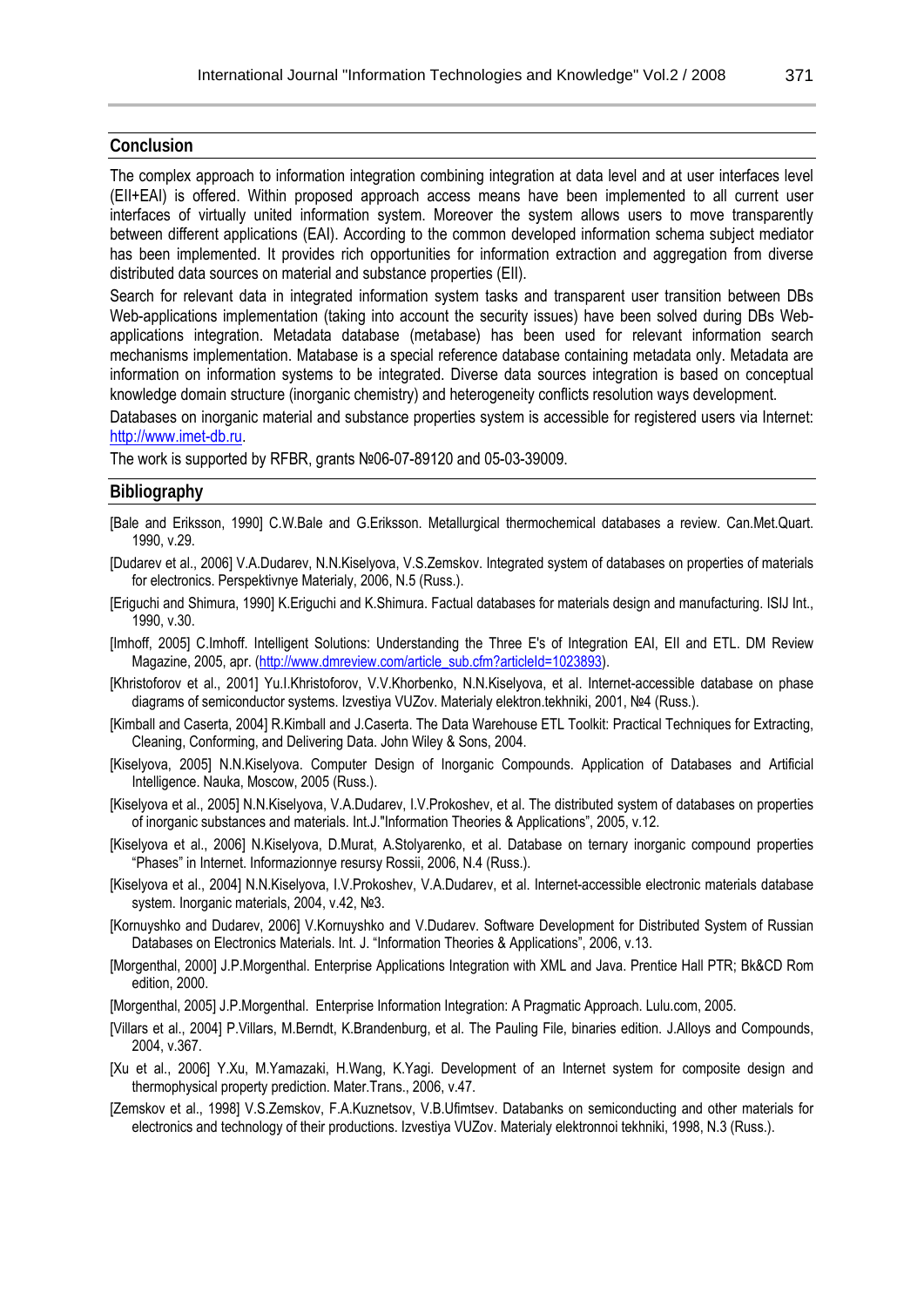## Conclusion

The complex approach to information integration combining integration at data level and at user interfaces level (EII+EAI) is offered. Within proposed approach access means have been implemented to all current user interfaces of virtually united information system. Moreover the system allows users to move transparently between different applications (EAI). According to the common developed information schema subject mediator has been implemented. It provides rich opportunities for information extraction and aggregation from diverse distributed data sources on material and substance properties (EII).

Search for relevant data in integrated information system tasks and transparent user transition between DBs Web-applications implementation (taking into account the security issues) have been solved during DBs Web-applications integration. Metadata database (metabase) has been used for relevant information search mechanisms implementation. Matabase is a special reference database containing metadata only. Metadata are information on information systems to be integrated. Diverse data sources integration is based on conceptual knowledge domain structure (inorganic chemistry) and heterogeneity conflicts resolution ways development.

Databases on inorganic material and substance properties system is accessible for registered users via Internet: http://www.imet-db.ru.

The work is supported by RFBR, grants №06-07-89120 and 05-03-39009.

## Bibliography

[Bale and Eriksson, 1990] C.W.Bale and G.Eriksson. Metallurgical thermochemical databases a review. Can.Met.Quart. 1990, v.29.

[Dudarev et al., 2006] V.A.Dudarev, N.N.Kiselyova, V.S.Zemskov. Integrated system of databases on properties of materials for electronics. Perspektivnye Materialy, 2006, N.5 (Russ.).

[Eriguchi and Shimura, 1990] K.Eriguchi and K.Shimura. Factual databases for materials design and manufacturing. ISIJ Int., 1990, v.30.

[Imhoff, 2005] C.Imhoff. Intelligent Solutions: Understanding the Three E's of Integration EAI, EII and ETL. DM Review Magazine, 2005, apr. (http://www.dmreview.com/article_sub.cfm?articleId=1023893).

[Khristoforov et al., 2001] Yu.I.Khristoforov, V.V.Khorbenko, N.N.Kiselyova, et al. Internet-accessible database on phase diagrams of semiconductor systems. Izvestiya VUZov. Materialy elektron.tekhniki, 2001, №4 (Russ.).

[Kimball and Caserta, 2004] R.Kimball and J.Caserta. The Data Warehouse ETL Toolkit: Practical Techniques for Extracting, Cleaning, Conforming, and Delivering Data. John Wiley & Sons, 2004.

[Kiselyova, 2005] N.N.Kiselyova. Computer Design of Inorganic Compounds. Application of Databases and Artificial Intelligence. Nauka, Moscow, 2005 (Russ.).

[Kiselyova et al., 2005] N.N.Kiselyova, V.A.Dudarev, I.V.Prokoshev, et al. The distributed system of databases on properties of inorganic substances and materials. Int.J."Information Theories & Applications", 2005, v.12.

[Kiselyova et al., 2006] N.Kiselyova, D.Murat, A.Stolyarenko, et al. Database on ternary inorganic compound properties "Phases" in Internet. Informazionnye resursy Rossii, 2006, N.4 (Russ.).

[Kiselyova et al., 2004] N.N.Kiselyova, I.V.Prokoshev, V.A.Dudarev, et al. Internet-accessible electronic materials database system. Inorganic materials, 2004, v.42, №3.

[Kornuyshko and Dudarev, 2006] V.Kornuyshko and V.Dudarev. Software Development for Distributed System of Russian Databases on Electronics Materials. Int. J. "Information Theories & Applications", 2006, v.13.

[Morgenthal, 2000] J.P.Morgenthal. Enterprise Applications Integration with XML and Java. Prentice Hall PTR; Bk&CD Rom edition, 2000.

[Morgenthal, 2005] J.P.Morgenthal. Enterprise Information Integration: A Pragmatic Approach. Lulu.com, 2005.

[Villars et al., 2004] P.Villars, M.Berndt, K.Brandenburg, et al. The Pauling File, binaries edition. J.Alloys and Compounds, 2004, v.367.

[Xu et al., 2006] Y.Xu, M.Yamazaki, H.Wang, K.Yagi. Development of an Internet system for composite design and thermophysical property prediction. Mater.Trans., 2006, v.47.

[Zemskov et al., 1998] V.S.Zemskov, F.A.Kuznetsov, V.B.Ufimtsev. Databanks on semiconducting and other materials for electronics and technology of their productions. Izvestiya VUZov. Materialy elektronnoi tekhniki, 1998, N.3 (Russ.).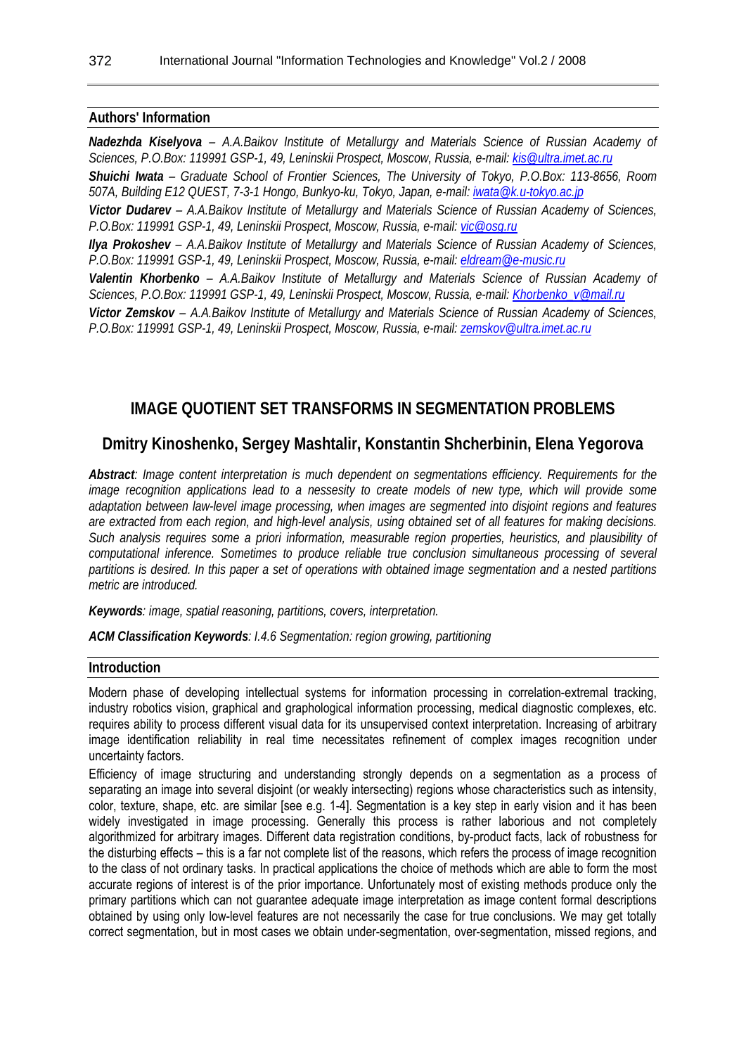## Authors' Information

***Nadezhda Kiselyova*** *– A.A.Baikov Institute of Metallurgy and Materials Science of Russian Academy of Sciences, P.O.Box: 119991 GSP-1, 49, Leninskii Prospect, Moscow, Russia, e-mail: kis@ultra.imet.ac.ru*

***Shuichi Iwata*** *– Graduate School of Frontier Sciences, The University of Tokyo, P.O.Box: 113-8656, Room 507A, Building E12 QUEST, 7-3-1 Hongo, Bunkyo-ku, Tokyo, Japan, e-mail: iwata@k.u-tokyo.ac.jp*

***Victor Dudarev*** *– A.A.Baikov Institute of Metallurgy and Materials Science of Russian Academy of Sciences, P.O.Box: 119991 GSP-1, 49, Leninskii Prospect, Moscow, Russia, e-mail: vic@osg.ru*

***Ilya Prokoshev*** *– A.A.Baikov Institute of Metallurgy and Materials Science of Russian Academy of Sciences, P.O.Box: 119991 GSP-1, 49, Leninskii Prospect, Moscow, Russia, e-mail: eldream@e-music.ru*

***Valentin Khorbenko*** *– A.A.Baikov Institute of Metallurgy and Materials Science of Russian Academy of Sciences, P.O.Box: 119991 GSP-1, 49, Leninskii Prospect, Moscow, Russia, e-mail: Khorbenko_v@mail.ru*

***Victor Zemskov*** *– A.A.Baikov Institute of Metallurgy and Materials Science of Russian Academy of Sciences, P.O.Box: 119991 GSP-1, 49, Leninskii Prospect, Moscow, Russia, e-mail: zemskov@ultra.imet.ac.ru*

# IMAGE QUOTIENT SET TRANSFORMS IN SEGMENTATION PROBLEMS

## Dmitry Kinoshenko, Sergey Mashtalir, Konstantin Shcherbinin, Elena Yegorova

***Abstract****: Image content interpretation is much dependent on segmentations efficiency. Requirements for the image recognition applications lead to a nessesity to create models of new type, which will provide some adaptation between law-level image processing, when images are segmented into disjoint regions and features are extracted from each region, and high-level analysis, using obtained set of all features for making decisions. Such analysis requires some a priori information, measurable region properties, heuristics, and plausibility of computational inference. Sometimes to produce reliable true conclusion simultaneous processing of several partitions is desired. In this paper a set of operations with obtained image segmentation and a nested partitions metric are introduced.*

***Keywords****: image, spatial reasoning, partitions, covers, interpretation.*

***ACM Classification Keywords****: I.4.6 Segmentation: region growing, partitioning*

## Introduction

Modern phase of developing intellectual systems for information processing in correlation-extremal tracking, industry robotics vision, graphical and graphological information processing, medical diagnostic complexes, etc. requires ability to process different visual data for its unsupervised context interpretation. Increasing of arbitrary image identification reliability in real time necessitates refinement of complex images recognition under uncertainty factors.

Efficiency of image structuring and understanding strongly depends on a segmentation as a process of separating an image into several disjoint (or weakly intersecting) regions whose characteristics such as intensity, color, texture, shape, etc. are similar [see e.g. 1-4]. Segmentation is a key step in early vision and it has been widely investigated in image processing. Generally this process is rather laborious and not completely algorithmized for arbitrary images. Different data registration conditions, by-product facts, lack of robustness for the disturbing effects – this is a far not complete list of the reasons, which refers the process of image recognition to the class of not ordinary tasks. In practical applications the choice of methods which are able to form the most accurate regions of interest is of the prior importance. Unfortunately most of existing methods produce only the primary partitions which can not guarantee adequate image interpretation as image content formal descriptions obtained by using only low-level features are not necessarily the case for true conclusions. We may get totally correct segmentation, but in most cases we obtain under-segmentation, over-segmentation, missed regions, and